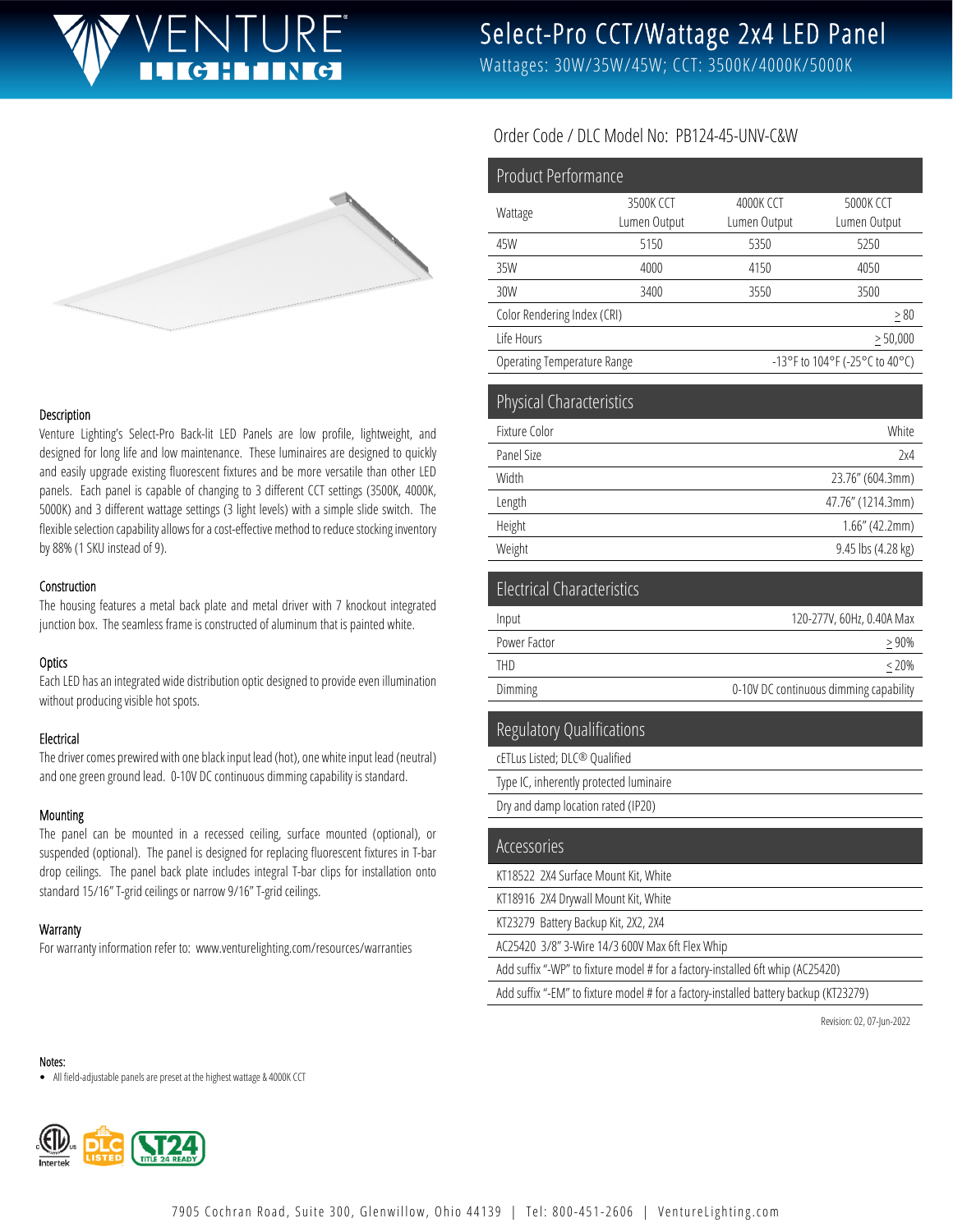# Select-Pro CCT/Wattage 2x4 LED Panel

Wattages: 30W/35W/45W; CCT: 3500K/4000K/5000K

Order Code / DLC Model No: PB124-45-UNV-C&W

### Description

Venture Lighting's Select-Pro Back-lit LED Panels are low profile, lightweight, and designed for long life and low maintenance. These luminaires are designed to quickly and easily upgrade existing fluorescent fixtures and be more versatile than other LED panels. Each panel is capable of changing to 3 different CCT settings (3500K, 4000K, 5000K) and 3 different wattage settings (3 light levels) with a simple slide switch. The flexible selection capability allows for a cost-effective method to reduce stocking inventory by 88% (1 SKU instead of 9).

### Construction

The housing features a metal back plate and metal driver with 7 knockout integrated junction box. The seamless frame is constructed of aluminum that is painted white.

### Optics

Each LED has an integrated wide distribution optic designed to provide even illumination without producing visible hot spots.

### Electrical

The driver comes prewired with one black input lead (hot), one white input lead (neutral) and one green ground lead. 0-10V DC continuous dimming capability is standard.

### Mounting

The panel can be mounted in a recessed ceiling, surface mounted (optional), or suspended (optional). The panel is designed for replacing fluorescent fixtures in T-bar drop ceilings. The panel back plate includes integral T-bar clips for installation onto standard 15/16" T-grid ceilings or narrow 9/16" T-grid ceilings.

### Warranty

For warranty information refer to: www.venturelighting.com/resources/warranties

## Product Performance

| Wattage | 3500K CCT Lumen Output | 4000K CCT Lumen Output | 5000K CCT Lumen Output |
|---|---|---|---|
| 45W | 5150 | 5350 | 5250 |
| 35W | 4000 | 4150 | 4050 |
| 30W | 3400 | 3550 | 3500 |
| Color Rendering Index (CRI) | | | ≥ 80 |
| Life Hours | | | ≥ 50,000 |
| Operating Temperature Range | | | -13°F to 104°F (-25°C to 40°C) |

## Physical Characteristics

| | |
|---|---|
| Fixture Color | White |
| Panel Size | 2x4 |
| Width | 23.76" (604.3mm) |
| Length | 47.76" (1214.3mm) |
| Height | 1.66" (42.2mm) |
| Weight | 9.45 lbs (4.28 kg) |

## Electrical Characteristics

| | |
|---|---|
| Input | 120-277V, 60Hz, 0.40A Max |
| Power Factor | ≥ 90% |
| THD | ≤ 20% |
| Dimming | 0-10V DC continuous dimming capability |

## Regulatory Qualifications

- cETLus Listed; DLC® Qualified
- Type IC, inherently protected luminaire
- Dry and damp location rated (IP20)

## Accessories

- KT18522 2X4 Surface Mount Kit, White
- KT18916 2X4 Drywall Mount Kit, White
- KT23279 Battery Backup Kit, 2X2, 2X4
- AC25420 3/8" 3-Wire 14/3 600V Max 6ft Flex Whip
- Add suffix "-WP" to fixture model # for a factory-installed 6ft whip (AC25420)
- Add suffix "-EM" to fixture model # for a factory-installed battery backup (KT23279)

Revision: 02, 07-Jun-2022

Notes:

- All field-adjustable panels are preset at the highest wattage & 4000K CCT

7905 Cochran Road, Suite 300, Glenwillow, Ohio 44139 | Tel: 800-451-2606 | VentureLighting.com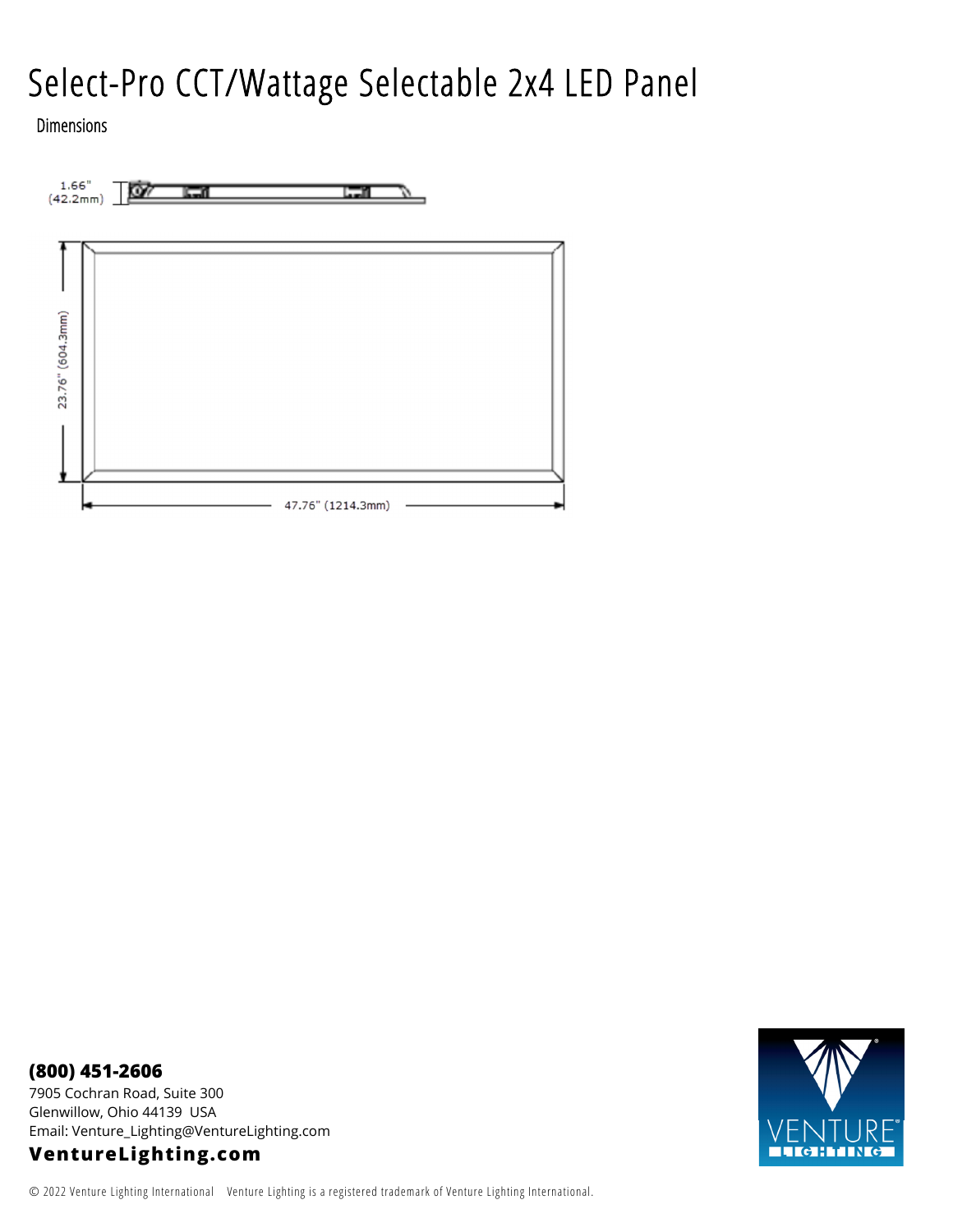# Select-Pro CCT/Wattage Selectable 2x4 LED Panel

Dimensions

1.66"
(42.2mm)

23.76" (604.3mm)

47.76" (1214.3mm)

**(800) 451-2606**
7905 Cochran Road, Suite 300
Glenwillow, Ohio 44139 USA
Email: Venture_Lighting@VentureLighting.com
**VentureLighting.com**

VENTURE LIGHTING

© 2022 Venture Lighting International Venture Lighting is a registered trademark of Venture Lighting International.